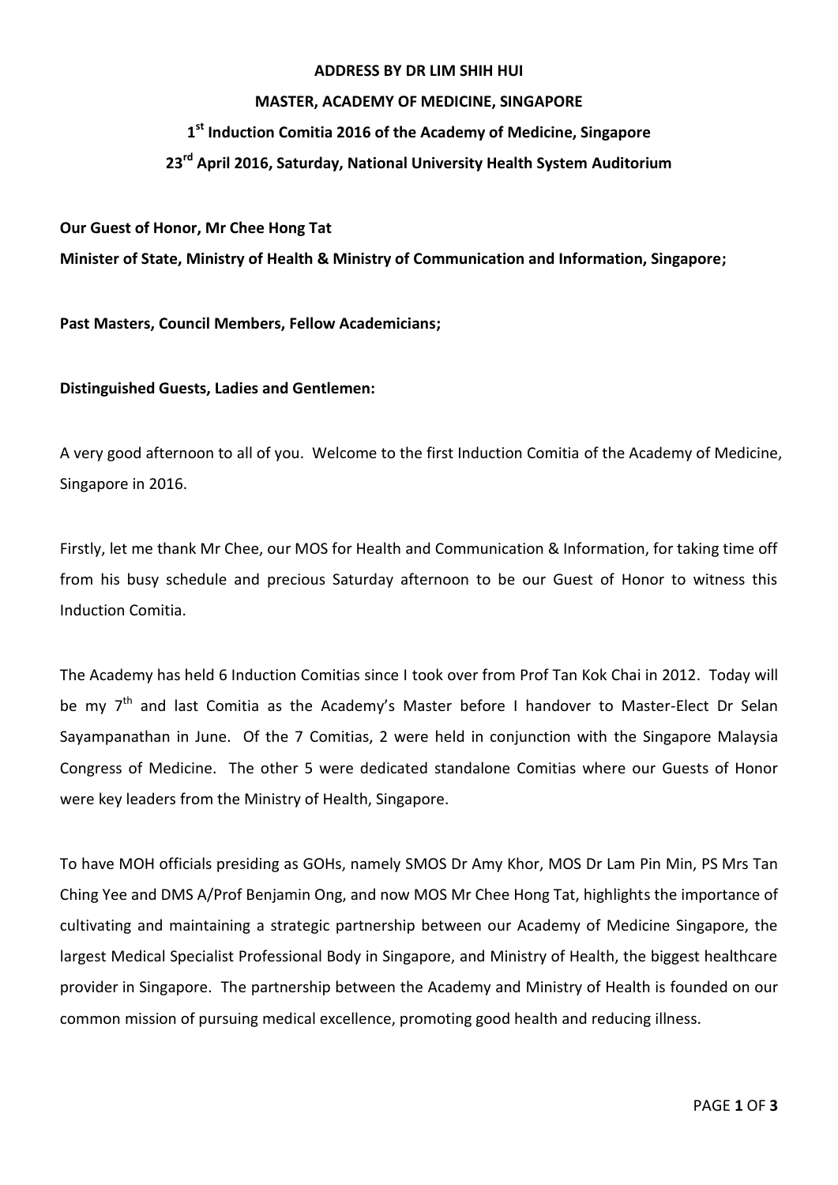**ADDRESS BY DR LIM SHIH HUI**

**MASTER, ACADEMY OF MEDICINE, SINGAPORE**

**1st Induction Comitia 2016 of the Academy of Medicine, Singapore**

**23rd April 2016, Saturday, National University Health System Auditorium**

**Our Guest of Honor, Mr Chee Hong Tat**

**Minister of State, Ministry of Health & Ministry of Communication and Information, Singapore;**

**Past Masters, Council Members, Fellow Academicians;**

**Distinguished Guests, Ladies and Gentlemen:**

A very good afternoon to all of you. Welcome to the first Induction Comitia of the Academy of Medicine, Singapore in 2016.

Firstly, let me thank Mr Chee, our MOS for Health and Communication & Information, for taking time off from his busy schedule and precious Saturday afternoon to be our Guest of Honor to witness this Induction Comitia.

The Academy has held 6 Induction Comitias since I took over from Prof Tan Kok Chai in 2012. Today will be my 7th and last Comitia as the Academy's Master before I handover to Master-Elect Dr Selan Sayampanathan in June. Of the 7 Comitias, 2 were held in conjunction with the Singapore Malaysia Congress of Medicine. The other 5 were dedicated standalone Comitias where our Guests of Honor were key leaders from the Ministry of Health, Singapore.

To have MOH officials presiding as GOHs, namely SMOS Dr Amy Khor, MOS Dr Lam Pin Min, PS Mrs Tan Ching Yee and DMS A/Prof Benjamin Ong, and now MOS Mr Chee Hong Tat, highlights the importance of cultivating and maintaining a strategic partnership between our Academy of Medicine Singapore, the largest Medical Specialist Professional Body in Singapore, and Ministry of Health, the biggest healthcare provider in Singapore. The partnership between the Academy and Ministry of Health is founded on our common mission of pursuing medical excellence, promoting good health and reducing illness.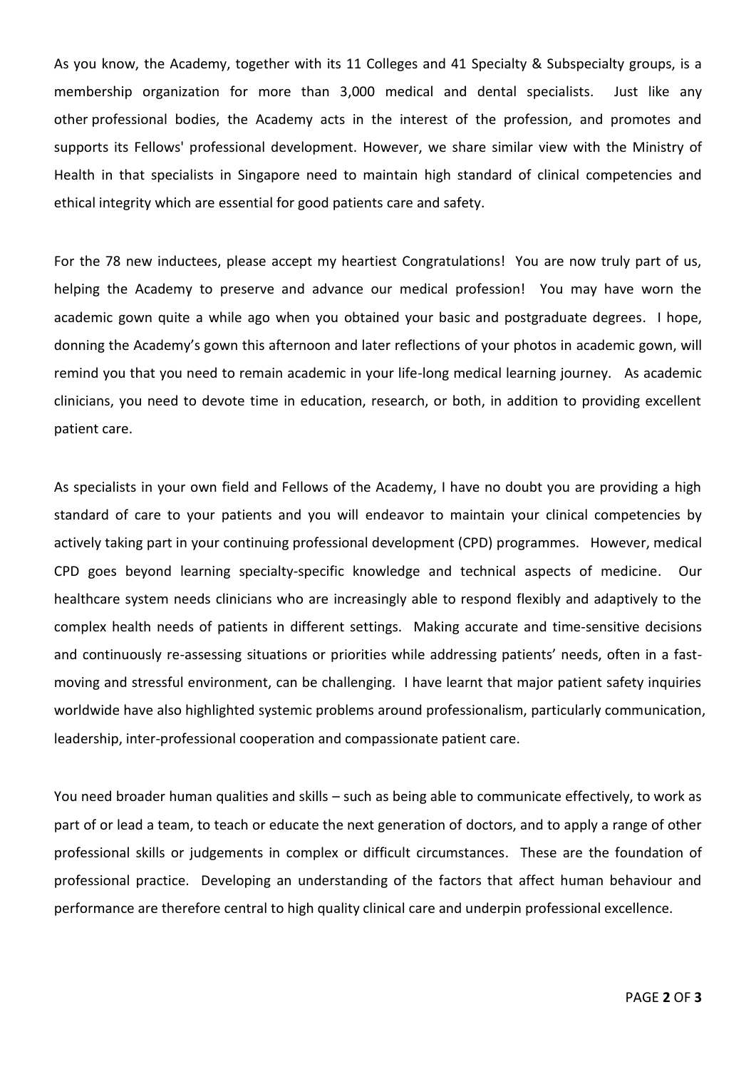As you know, the Academy, together with its 11 Colleges and 41 Specialty & Subspecialty groups, is a membership organization for more than 3,000 medical and dental specialists. Just like any other professional bodies, the Academy acts in the interest of the profession, and promotes and supports its Fellows' professional development. However, we share similar view with the Ministry of Health in that specialists in Singapore need to maintain high standard of clinical competencies and ethical integrity which are essential for good patients care and safety.

For the 78 new inductees, please accept my heartiest Congratulations! You are now truly part of us, helping the Academy to preserve and advance our medical profession! You may have worn the academic gown quite a while ago when you obtained your basic and postgraduate degrees. I hope, donning the Academy's gown this afternoon and later reflections of your photos in academic gown, will remind you that you need to remain academic in your life-long medical learning journey. As academic clinicians, you need to devote time in education, research, or both, in addition to providing excellent patient care.

As specialists in your own field and Fellows of the Academy, I have no doubt you are providing a high standard of care to your patients and you will endeavor to maintain your clinical competencies by actively taking part in your continuing professional development (CPD) programmes. However, medical CPD goes beyond learning specialty-specific knowledge and technical aspects of medicine. Our healthcare system needs clinicians who are increasingly able to respond flexibly and adaptively to the complex health needs of patients in different settings. Making accurate and time-sensitive decisions and continuously re-assessing situations or priorities while addressing patients' needs, often in a fast-moving and stressful environment, can be challenging. I have learnt that major patient safety inquiries worldwide have also highlighted systemic problems around professionalism, particularly communication, leadership, inter-professional cooperation and compassionate patient care.

You need broader human qualities and skills – such as being able to communicate effectively, to work as part of or lead a team, to teach or educate the next generation of doctors, and to apply a range of other professional skills or judgements in complex or difficult circumstances. These are the foundation of professional practice. Developing an understanding of the factors that affect human behaviour and performance are therefore central to high quality clinical care and underpin professional excellence.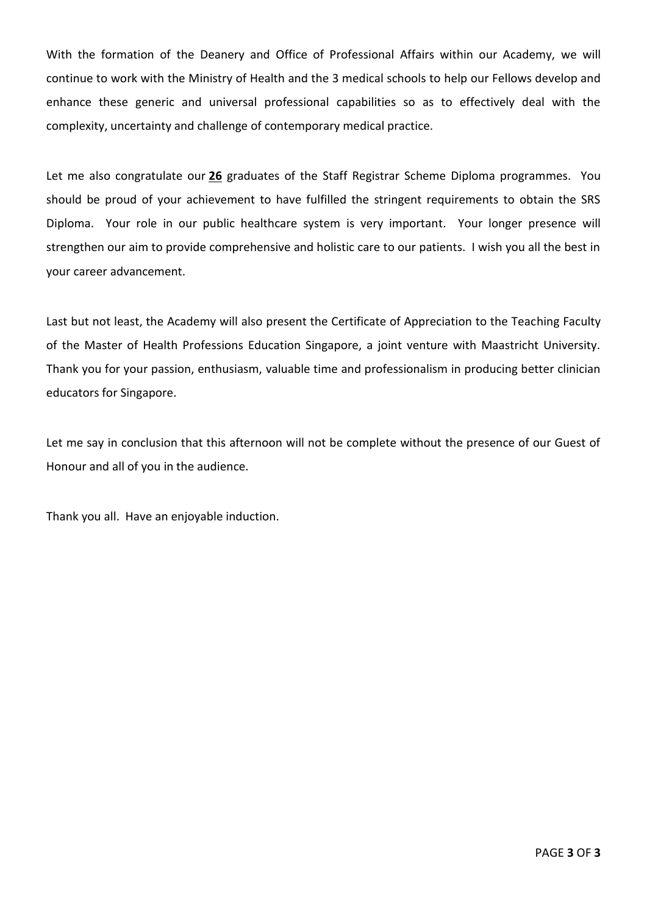With the formation of the Deanery and Office of Professional Affairs within our Academy, we will continue to work with the Ministry of Health and the 3 medical schools to help our Fellows develop and enhance these generic and universal professional capabilities so as to effectively deal with the complexity, uncertainty and challenge of contemporary medical practice.

Let me also congratulate our **26** graduates of the Staff Registrar Scheme Diploma programmes. You should be proud of your achievement to have fulfilled the stringent requirements to obtain the SRS Diploma. Your role in our public healthcare system is very important. Your longer presence will strengthen our aim to provide comprehensive and holistic care to our patients. I wish you all the best in your career advancement.

Last but not least, the Academy will also present the Certificate of Appreciation to the Teaching Faculty of the Master of Health Professions Education Singapore, a joint venture with Maastricht University. Thank you for your passion, enthusiasm, valuable time and professionalism in producing better clinician educators for Singapore.

Let me say in conclusion that this afternoon will not be complete without the presence of our Guest of Honour and all of you in the audience.

Thank you all. Have an enjoyable induction.